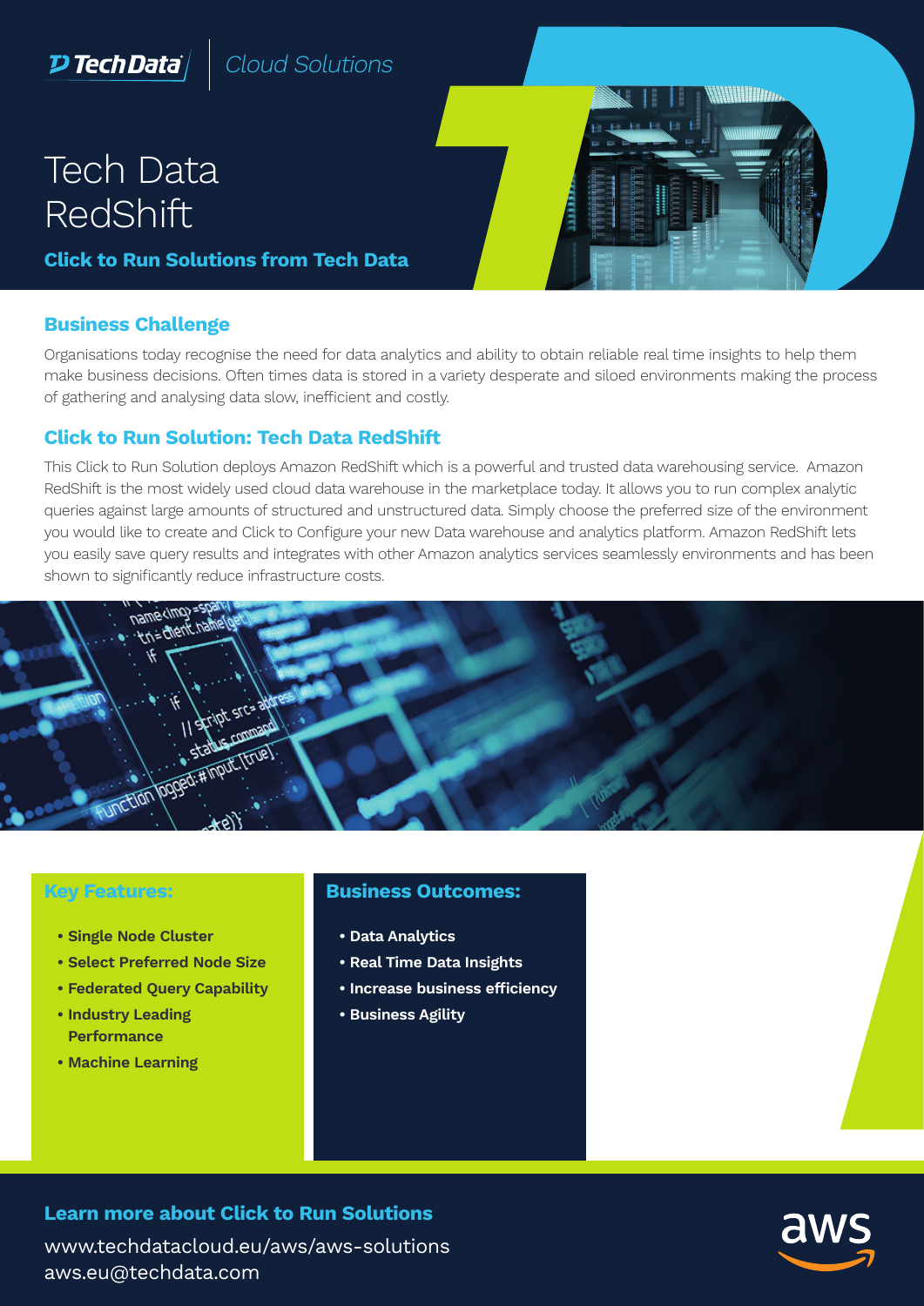Tech Data | Cloud Solutions

# Tech Data RedShift

**Click to Run Solutions from Tech Data**

## Business Challenge

Organisations today recognise the need for data analytics and ability to obtain reliable real time insights to help them make business decisions. Often times data is stored in a variety desperate and siloed environments making the process of gathering and analysing data slow, inefficient and costly.

## Click to Run Solution: Tech Data RedShift

This Click to Run Solution deploys Amazon RedShift which is a powerful and trusted data warehousing service. Amazon RedShift is the most widely used cloud data warehouse in the marketplace today. It allows you to run complex analytic queries against large amounts of structured and unstructured data. Simply choose the preferred size of the environment you would like to create and Click to Configure your new Data warehouse and analytics platform. Amazon RedShift lets you easily save query results and integrates with other Amazon analytics services seamlessly environments and has been shown to significantly reduce infrastructure costs.

### Key Features:

- **Single Node Cluster**
- **Select Preferred Node Size**
- **Federated Query Capability**
- **Industry Leading Performance**
- **Machine Learning**

### Business Outcomes:

- **Data Analytics**
- **Real Time Data Insights**
- **Increase business efficiency**
- **Business Agility**

## Learn more about Click to Run Solutions

www.techdatacloud.eu/aws/aws-solutions
aws.eu@techdata.com

aws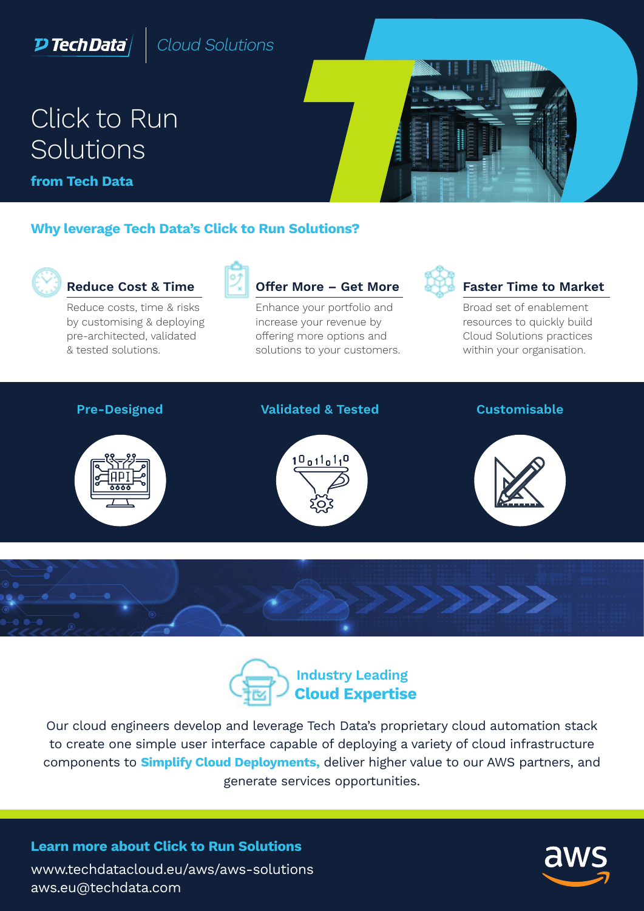Tech Data | Cloud Solutions

# Click to Run Solutions

**from Tech Data**

## Why leverage Tech Data's Click to Run Solutions?

### Reduce Cost & Time

Reduce costs, time & risks by customising & deploying pre-architected, validated & tested solutions.

### Offer More – Get More

Enhance your portfolio and increase your revenue by offering more options and solutions to your customers.

### Faster Time to Market

Broad set of enablement resources to quickly build Cloud Solutions practices within your organisation.

**Pre-Designed**

**Validated & Tested**

**Customisable**

## Industry Leading Cloud Expertise

Our cloud engineers develop and leverage Tech Data's proprietary cloud automation stack to create one simple user interface capable of deploying a variety of cloud infrastructure components to **Simplify Cloud Deployments,** deliver higher value to our AWS partners, and generate services opportunities.

**Learn more about Click to Run Solutions**

www.techdatacloud.eu/aws/aws-solutions
aws.eu@techdata.com

aws